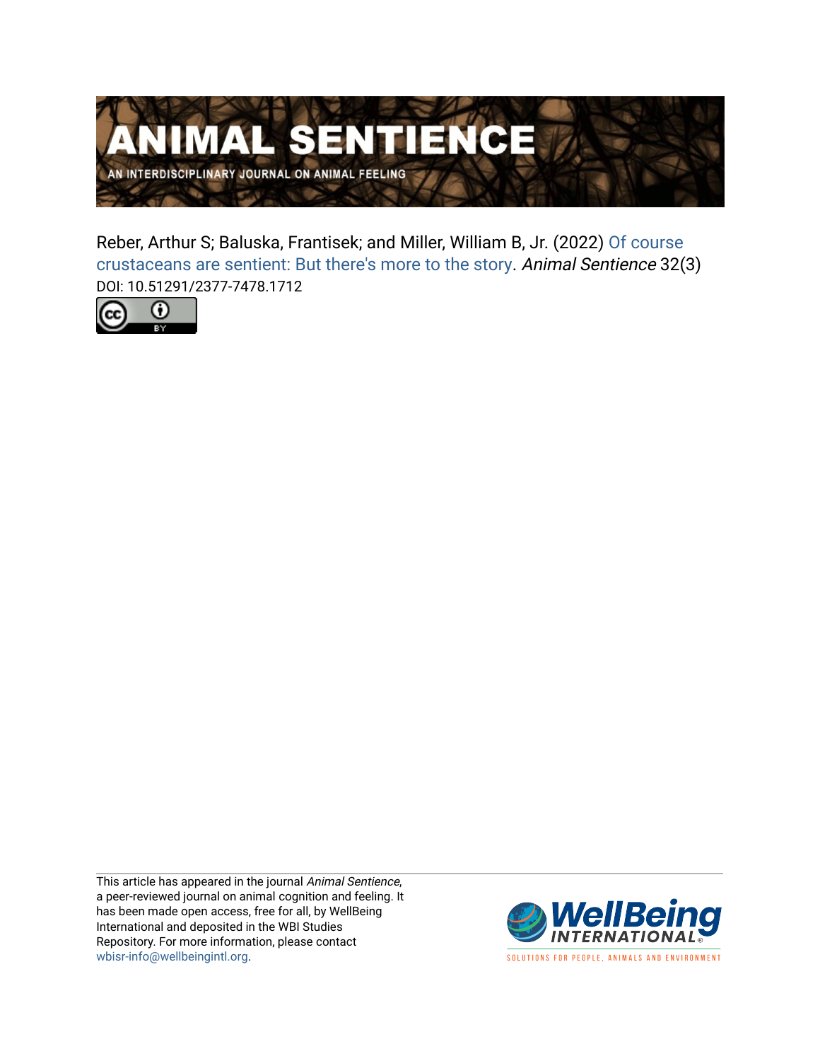# ANIMAL SENTIENCE

AN INTERDISCIPLINARY JOURNAL ON ANIMAL FEELING

Reber, Arthur S; Baluska, Frantisek; and Miller, William B, Jr. (2022) Of course crustaceans are sentient: But there's more to the story. *Animal Sentience* 32(3)

DOI: 10.51291/2377-7478.1712

This article has appeared in the journal *Animal Sentience*, a peer-reviewed journal on animal cognition and feeling. It has been made open access, free for all, by WellBeing International and deposited in the WBI Studies Repository. For more information, please contact wbisr-info@wellbeingintl.org.

WellBeing INTERNATIONAL

SOLUTIONS FOR PEOPLE, ANIMALS AND ENVIRONMENT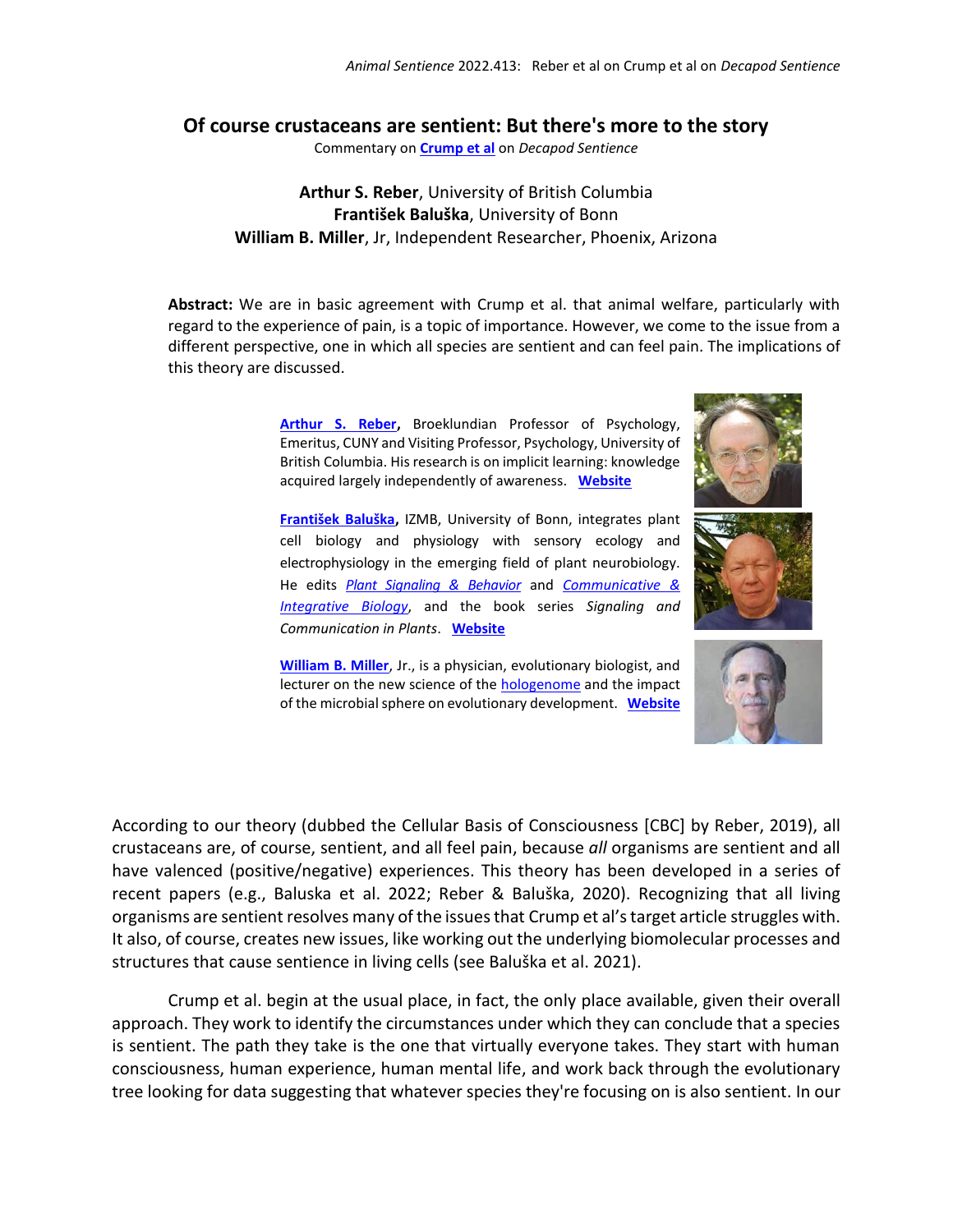# Of course crustaceans are sentient: But there's more to the story

Commentary on **Crump et al** on *Decapod Sentience*

**Arthur S. Reber**, University of British Columbia
**František Baluška**, University of Bonn
**William B. Miller**, Jr, Independent Researcher, Phoenix, Arizona

**Abstract:** We are in basic agreement with Crump et al. that animal welfare, particularly with regard to the experience of pain, is a topic of importance. However, we come to the issue from a different perspective, one in which all species are sentient and can feel pain. The implications of this theory are discussed.

**Arthur S. Reber**, Broeklundian Professor of Psychology, Emeritus, CUNY and Visiting Professor, Psychology, University of British Columbia. His research is on implicit learning: knowledge acquired largely independently of awareness. **Website**

**František Baluška**, IZMB, University of Bonn, integrates plant cell biology and physiology with sensory ecology and electrophysiology in the emerging field of plant neurobiology. He edits *Plant Signaling & Behavior* and *Communicative & Integrative Biology*, and the book series *Signaling and Communication in Plants*. **Website**

**William B. Miller**, Jr., is a physician, evolutionary biologist, and lecturer on the new science of the hologenome and the impact of the microbial sphere on evolutionary development. **Website**

According to our theory (dubbed the Cellular Basis of Consciousness [CBC] by Reber, 2019), all crustaceans are, of course, sentient, and all feel pain, because *all* organisms are sentient and all have valenced (positive/negative) experiences. This theory has been developed in a series of recent papers (e.g., Baluska et al. 2022; Reber & Baluška, 2020). Recognizing that all living organisms are sentient resolves many of the issues that Crump et al's target article struggles with. It also, of course, creates new issues, like working out the underlying biomolecular processes and structures that cause sentience in living cells (see Baluška et al. 2021).

Crump et al. begin at the usual place, in fact, the only place available, given their overall approach. They work to identify the circumstances under which they can conclude that a species is sentient. The path they take is the one that virtually everyone takes. They start with human consciousness, human experience, human mental life, and work back through the evolutionary tree looking for data suggesting that whatever species they're focusing on is also sentient. In our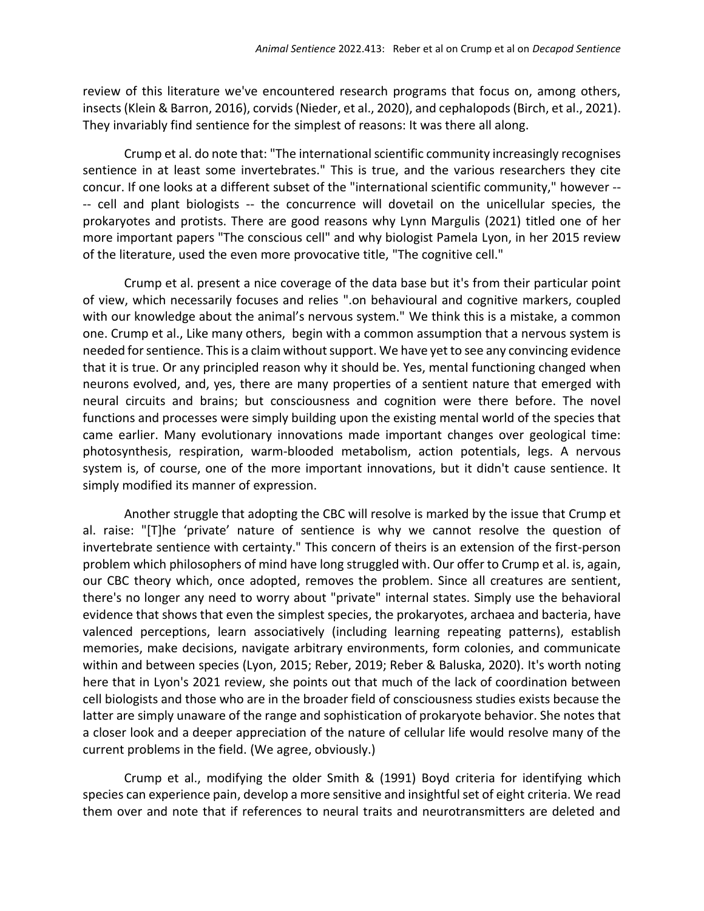review of this literature we've encountered research programs that focus on, among others, insects (Klein & Barron, 2016), corvids (Nieder, et al., 2020), and cephalopods (Birch, et al., 2021). They invariably find sentience for the simplest of reasons: It was there all along.

Crump et al. do note that: "The international scientific community increasingly recognises sentience in at least some invertebrates." This is true, and the various researchers they cite concur. If one looks at a different subset of the "international scientific community," however ---- cell and plant biologists -- the concurrence will dovetail on the unicellular species, the prokaryotes and protists. There are good reasons why Lynn Margulis (2021) titled one of her more important papers "The conscious cell" and why biologist Pamela Lyon, in her 2015 review of the literature, used the even more provocative title, "The cognitive cell."

Crump et al. present a nice coverage of the data base but it's from their particular point of view, which necessarily focuses and relies ".on behavioural and cognitive markers, coupled with our knowledge about the animal's nervous system." We think this is a mistake, a common one. Crump et al., Like many others, begin with a common assumption that a nervous system is needed for sentience. This is a claim without support. We have yet to see any convincing evidence that it is true. Or any principled reason why it should be. Yes, mental functioning changed when neurons evolved, and, yes, there are many properties of a sentient nature that emerged with neural circuits and brains; but consciousness and cognition were there before. The novel functions and processes were simply building upon the existing mental world of the species that came earlier. Many evolutionary innovations made important changes over geological time: photosynthesis, respiration, warm-blooded metabolism, action potentials, legs. A nervous system is, of course, one of the more important innovations, but it didn't cause sentience. It simply modified its manner of expression.

Another struggle that adopting the CBC will resolve is marked by the issue that Crump et al. raise: "[T]he 'private' nature of sentience is why we cannot resolve the question of invertebrate sentience with certainty." This concern of theirs is an extension of the first-person problem which philosophers of mind have long struggled with. Our offer to Crump et al. is, again, our CBC theory which, once adopted, removes the problem. Since all creatures are sentient, there's no longer any need to worry about "private" internal states. Simply use the behavioral evidence that shows that even the simplest species, the prokaryotes, archaea and bacteria, have valenced perceptions, learn associatively (including learning repeating patterns), establish memories, make decisions, navigate arbitrary environments, form colonies, and communicate within and between species (Lyon, 2015; Reber, 2019; Reber & Baluska, 2020). It's worth noting here that in Lyon's 2021 review, she points out that much of the lack of coordination between cell biologists and those who are in the broader field of consciousness studies exists because the latter are simply unaware of the range and sophistication of prokaryote behavior. She notes that a closer look and a deeper appreciation of the nature of cellular life would resolve many of the current problems in the field. (We agree, obviously.)

Crump et al., modifying the older Smith & (1991) Boyd criteria for identifying which species can experience pain, develop a more sensitive and insightful set of eight criteria. We read them over and note that if references to neural traits and neurotransmitters are deleted and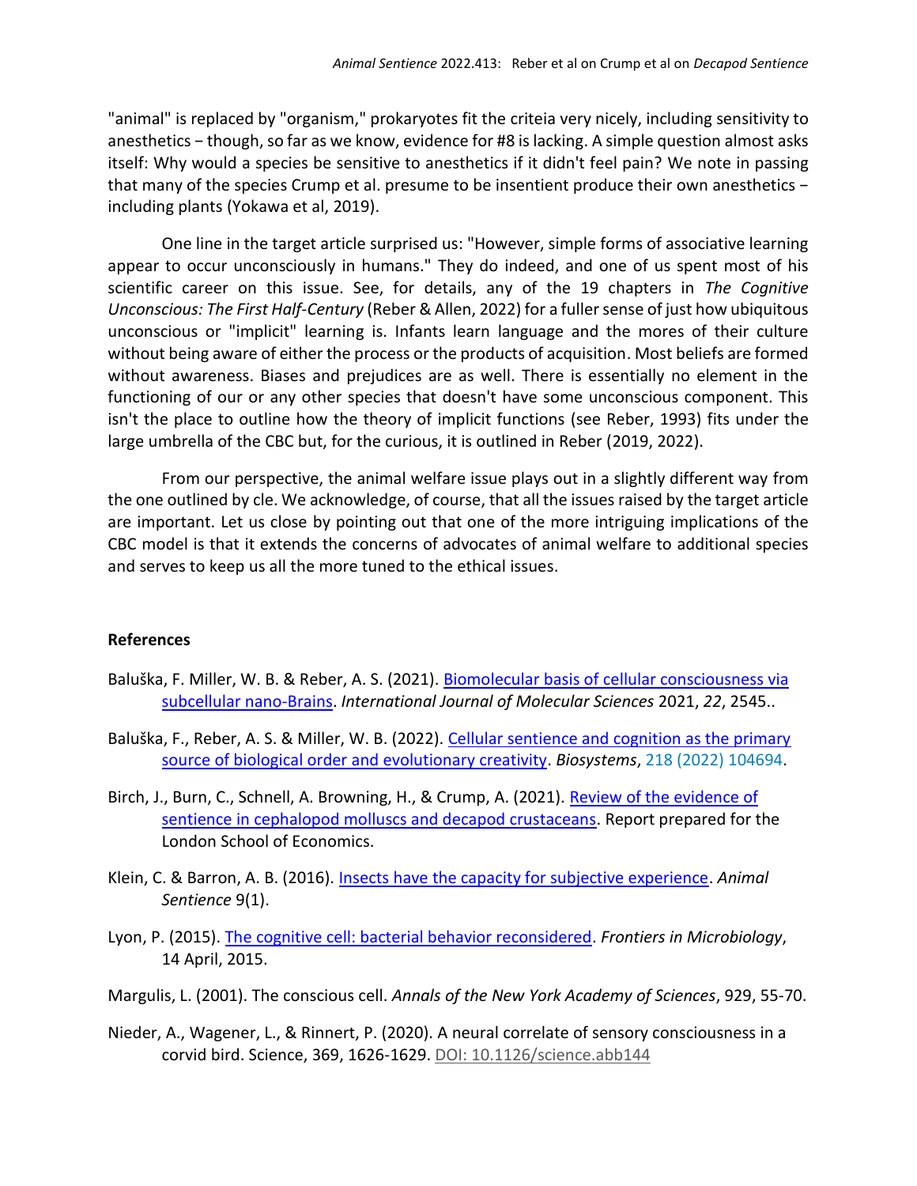"animal" is replaced by "organism," prokaryotes fit the criteia very nicely, including sensitivity to anesthetics − though, so far as we know, evidence for #8 is lacking. A simple question almost asks itself: Why would a species be sensitive to anesthetics if it didn't feel pain? We note in passing that many of the species Crump et al. presume to be insentient produce their own anesthetics − including plants (Yokawa et al, 2019).

One line in the target article surprised us: "However, simple forms of associative learning appear to occur unconsciously in humans." They do indeed, and one of us spent most of his scientific career on this issue. See, for details, any of the 19 chapters in *The Cognitive Unconscious: The First Half-Century* (Reber & Allen, 2022) for a fuller sense of just how ubiquitous unconscious or "implicit" learning is. Infants learn language and the mores of their culture without being aware of either the process or the products of acquisition. Most beliefs are formed without awareness. Biases and prejudices are as well. There is essentially no element in the functioning of our or any other species that doesn't have some unconscious component. This isn't the place to outline how the theory of implicit functions (see Reber, 1993) fits under the large umbrella of the CBC but, for the curious, it is outlined in Reber (2019, 2022).

From our perspective, the animal welfare issue plays out in a slightly different way from the one outlined by cle. We acknowledge, of course, that all the issues raised by the target article are important. Let us close by pointing out that one of the more intriguing implications of the CBC model is that it extends the concerns of advocates of animal welfare to additional species and serves to keep us all the more tuned to the ethical issues.

## References

Baluška, F. Miller, W. B. & Reber, A. S. (2021). Biomolecular basis of cellular consciousness via subcellular nano-Brains. *International Journal of Molecular Sciences* 2021, *22*, 2545..

Baluška, F., Reber, A. S. & Miller, W. B. (2022). Cellular sentience and cognition as the primary source of biological order and evolutionary creativity. *Biosystems*, 218 (2022) 104694.

Birch, J., Burn, C., Schnell, A. Browning, H., & Crump, A. (2021). Review of the evidence of sentience in cephalopod molluscs and decapod crustaceans. Report prepared for the London School of Economics.

Klein, C. & Barron, A. B. (2016). Insects have the capacity for subjective experience. *Animal Sentience* 9(1).

Lyon, P. (2015). The cognitive cell: bacterial behavior reconsidered. *Frontiers in Microbiology*, 14 April, 2015.

Margulis, L. (2001). The conscious cell. *Annals of the New York Academy of Sciences*, 929, 55-70.

Nieder, A., Wagener, L., & Rinnert, P. (2020). A neural correlate of sensory consciousness in a corvid bird. Science, 369, 1626-1629. DOI: 10.1126/science.abb144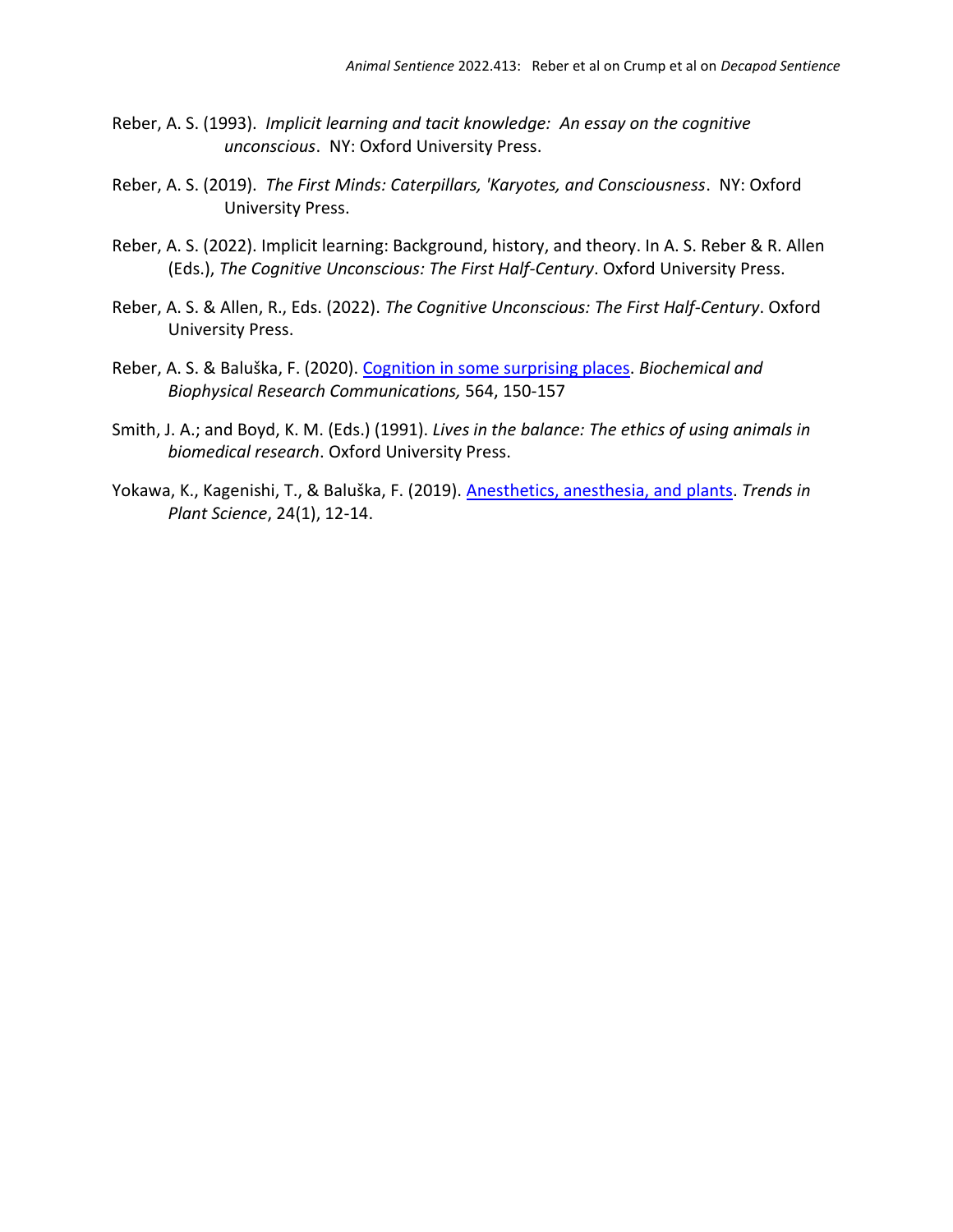Reber, A. S. (1993). *Implicit learning and tacit knowledge: An essay on the cognitive unconscious*. NY: Oxford University Press.

Reber, A. S. (2019). *The First Minds: Caterpillars, 'Karyotes, and Consciousness*. NY: Oxford University Press.

Reber, A. S. (2022). Implicit learning: Background, history, and theory. In A. S. Reber & R. Allen (Eds.), *The Cognitive Unconscious: The First Half-Century*. Oxford University Press.

Reber, A. S. & Allen, R., Eds. (2022). *The Cognitive Unconscious: The First Half-Century*. Oxford University Press.

Reber, A. S. & Baluška, F. (2020). [Cognition in some surprising places](). *Biochemical and Biophysical Research Communications,* 564, 150-157

Smith, J. A.; and Boyd, K. M. (Eds.) (1991). *Lives in the balance: The ethics of using animals in biomedical research*. Oxford University Press.

Yokawa, K., Kagenishi, T., & Baluška, F. (2019). [Anesthetics, anesthesia, and plants](). *Trends in Plant Science*, 24(1), 12-14.